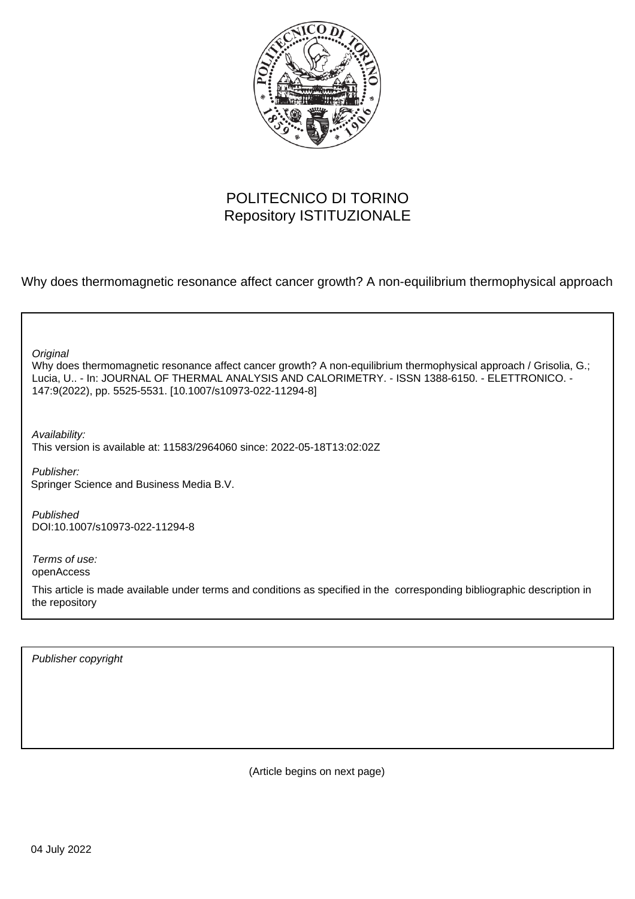POLITECNICO DI TORINO
Repository ISTITUZIONALE

Why does thermomagnetic resonance affect cancer growth? A non-equilibrium thermophysical approach

*Original*
Why does thermomagnetic resonance affect cancer growth? A non-equilibrium thermophysical approach / Grisolia, G.; Lucia, U.. - In: JOURNAL OF THERMAL ANALYSIS AND CALORIMETRY. - ISSN 1388-6150. - ELETTRONICO. - 147:9(2022), pp. 5525-5531. [10.1007/s10973-022-11294-8]

*Availability:*
This version is available at: 11583/2964060 since: 2022-05-18T13:02:02Z

*Publisher:*
Springer Science and Business Media B.V.

*Published*
DOI:10.1007/s10973-022-11294-8

*Terms of use:*
openAccess

This article is made available under terms and conditions as specified in the corresponding bibliographic description in the repository

*Publisher copyright*

(Article begins on next page)

04 July 2022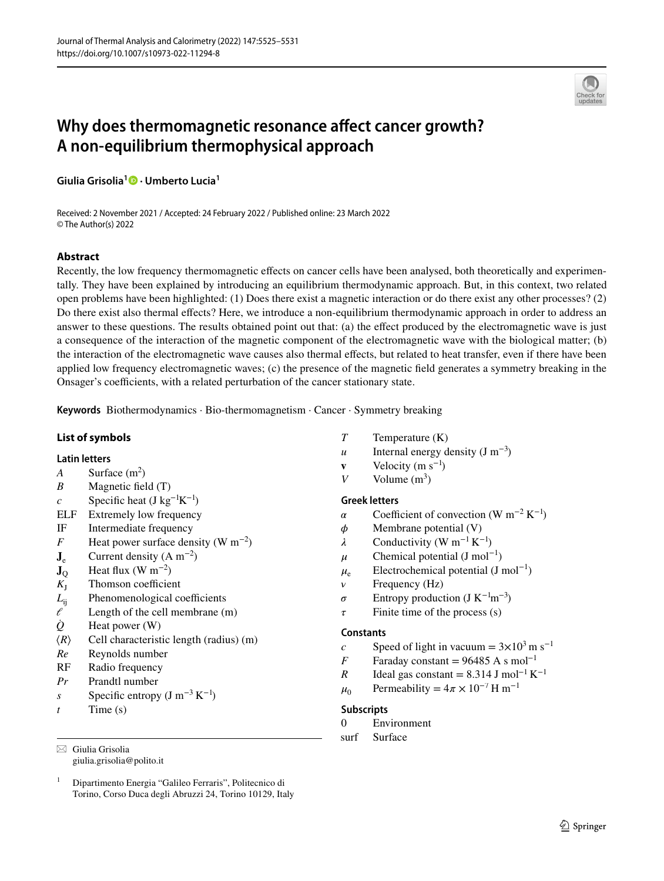# Why does thermomagnetic resonance affect cancer growth? A non-equilibrium thermophysical approach

**Giulia Grisolia**[1] · **Umberto Lucia**[1]

Received: 2 November 2021 / Accepted: 24 February 2022 / Published online: 23 March 2022
© The Author(s) 2022

## Abstract

Recently, the low frequency thermomagnetic effects on cancer cells have been analysed, both theoretically and experimentally. They have been explained by introducing an equilibrium thermodynamic approach. But, in this context, two related open problems have been highlighted: (1) Does there exist a magnetic interaction or do there exist any other processes? (2) Do there exist also thermal effects? Here, we introduce a non-equilibrium thermodynamic approach in order to address an answer to these questions. The results obtained point out that: (a) the effect produced by the electromagnetic wave is just a consequence of the interaction of the magnetic component of the electromagnetic wave with the biological matter; (b) the interaction of the electromagnetic wave causes also thermal effects, but related to heat transfer, even if there have been applied low frequency electromagnetic waves; (c) the presence of the magnetic field generates a symmetry breaking in the Onsager's coefficients, with a related perturbation of the cancer stationary state.

**Keywords** Biothermodynamics · Bio-thermomagnetism · Cancer · Symmetry breaking

## List of symbols

### Latin letters

| | |
|---|---|
| $A$ | Surface ($m^2$) |
| $B$ | Magnetic field (T) |
| $c$ | Specific heat (J $kg^{-1}K^{-1}$) |
| ELF | Extremely low frequency |
| IF | Intermediate frequency |
| $F$ | Heat power surface density (W $m^{-2}$) |
| $\mathbf{J}_e$ | Current density (A $m^{-2}$) |
| $\mathbf{J}_Q$ | Heat flux (W $m^{-2}$) |
| $K_J$ | Thomson coefficient |
| $L_{ij}$ | Phenomenological coefficients |
| $\ell$ | Length of the cell membrane (m) |
| $\dot{Q}$ | Heat power (W) |
| $\langle R \rangle$ | Cell characteristic length (radius) (m) |
| $Re$ | Reynolds number |
| RF | Radio frequency |
| $Pr$ | Prandtl number |
| $s$ | Specific entropy (J $m^{-3}$ $K^{-1}$) |
| $t$ | Time (s) |
| $T$ | Temperature (K) |
| $u$ | Internal energy density (J $m^{-3}$) |
| $\mathbf{v}$ | Velocity (m $s^{-1}$) |
| $V$ | Volume ($m^3$) |

### Greek letters

| | |
|---|---|
| $\alpha$ | Coefficient of convection (W $m^{-2}$ $K^{-1}$) |
| $\phi$ | Membrane potential (V) |
| $\lambda$ | Conductivity (W $m^{-1}$ $K^{-1}$) |
| $\mu$ | Chemical potential (J $mol^{-1}$) |
| $\mu_e$ | Electrochemical potential (J $mol^{-1}$) |
| $\nu$ | Frequency (Hz) |
| $\sigma$ | Entropy production (J $K^{-1}m^{-3}$) |
| $\tau$ | Finite time of the process (s) |

### Constants

| | |
|---|---|
| $c$ | Speed of light in vacuum = $3\times10^3$ m $s^{-1}$ |
| $F$ | Faraday constant = 96485 A s $mol^{-1}$ |
| $R$ | Ideal gas constant = 8.314 J $mol^{-1}$ $K^{-1}$ |
| $\mu_0$ | Permeability = $4\pi \times 10^{-7}$ H $m^{-1}$ |

### Subscripts

| | |
|---|---|
| 0 | Environment |
| surf | Surface |

✉ Giulia Grisolia
giulia.grisolia@polito.it

[1] Dipartimento Energia "Galileo Ferraris", Politecnico di Torino, Corso Duca degli Abruzzi 24, Torino 10129, Italy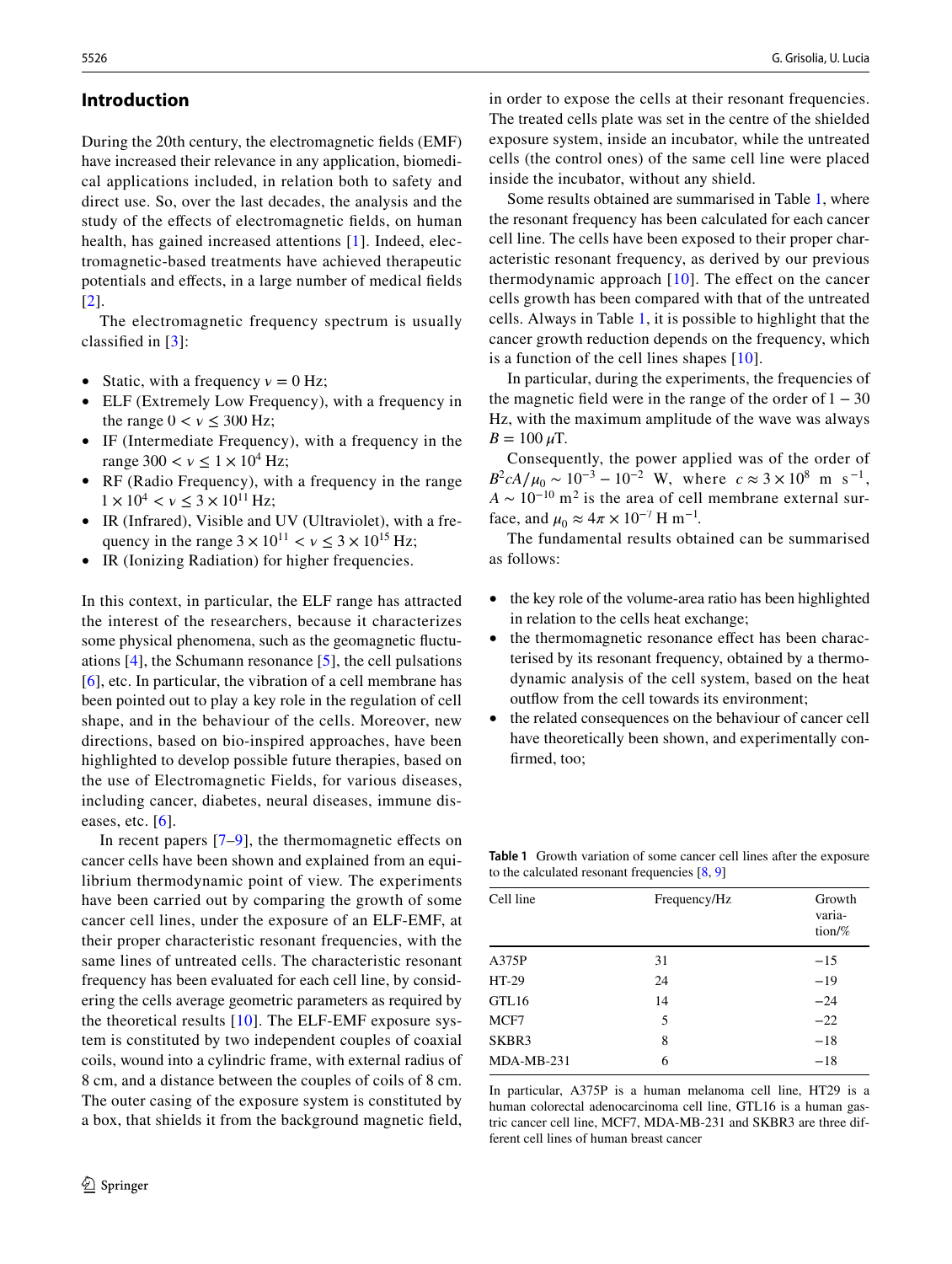## Introduction

During the 20th century, the electromagnetic fields (EMF) have increased their relevance in any application, biomedical applications included, in relation both to safety and direct use. So, over the last decades, the analysis and the study of the effects of electromagnetic fields, on human health, has gained increased attentions [1]. Indeed, electromagnetic-based treatments have achieved therapeutic potentials and effects, in a large number of medical fields [2].

The electromagnetic frequency spectrum is usually classified in [3]:

- Static, with a frequency $\nu = 0$ Hz;
- ELF (Extremely Low Frequency), with a frequency in the range $0 < \nu \leq 300$ Hz;
- IF (Intermediate Frequency), with a frequency in the range $300 < \nu \leq 1 \times 10^4$ Hz;
- RF (Radio Frequency), with a frequency in the range $1 \times 10^4 < \nu \leq 3 \times 10^{11}$ Hz;
- IR (Infrared), Visible and UV (Ultraviolet), with a frequency in the range $3 \times 10^{11} < \nu \leq 3 \times 10^{15}$ Hz;
- IR (Ionizing Radiation) for higher frequencies.

In this context, in particular, the ELF range has attracted the interest of the researchers, because it characterizes some physical phenomena, such as the geomagnetic fluctuations [4], the Schumann resonance [5], the cell pulsations [6], etc. In particular, the vibration of a cell membrane has been pointed out to play a key role in the regulation of cell shape, and in the behaviour of the cells. Moreover, new directions, based on bio-inspired approaches, have been highlighted to develop possible future therapies, based on the use of Electromagnetic Fields, for various diseases, including cancer, diabetes, neural diseases, immune diseases, etc. [6].

In recent papers [7–9], the thermomagnetic effects on cancer cells have been shown and explained from an equilibrium thermodynamic point of view. The experiments have been carried out by comparing the growth of some cancer cell lines, under the exposure of an ELF-EMF, at their proper characteristic resonant frequencies, with the same lines of untreated cells. The characteristic resonant frequency has been evaluated for each cell line, by considering the cells average geometric parameters as required by the theoretical results [10]. The ELF-EMF exposure system is constituted by two independent couples of coaxial coils, wound into a cylindric frame, with external radius of 8 cm, and a distance between the couples of coils of 8 cm. The outer casing of the exposure system is constituted by a box, that shields it from the background magnetic field, in order to expose the cells at their resonant frequencies. The treated cells plate was set in the centre of the shielded exposure system, inside an incubator, while the untreated cells (the control ones) of the same cell line were placed inside the incubator, without any shield.

Some results obtained are summarised in Table 1, where the resonant frequency has been calculated for each cancer cell line. The cells have been exposed to their proper characteristic resonant frequency, as derived by our previous thermodynamic approach [10]. The effect on the cancer cells growth has been compared with that of the untreated cells. Always in Table 1, it is possible to highlight that the cancer growth reduction depends on the frequency, which is a function of the cell lines shapes [10].

In particular, during the experiments, the frequencies of the magnetic field were in the range of the order of $1 - 30$ Hz, with the maximum amplitude of the wave was always $B = 100\,\mu$T.

Consequently, the power applied was of the order of $B^2 cA/\mu_0 \sim 10^{-3} - 10^{-2}$ W, where $c \approx 3 \times 10^8$ m s$^{-1}$, $A \sim 10^{-10}$ m$^2$ is the area of cell membrane external surface, and $\mu_0 \approx 4\pi \times 10^{-7}$ H m$^{-1}$.

The fundamental results obtained can be summarised as follows:

- the key role of the volume-area ratio has been highlighted in relation to the cells heat exchange;
- the thermomagnetic resonance effect has been characterised by its resonant frequency, obtained by a thermodynamic analysis of the cell system, based on the heat outflow from the cell towards its environment;
- the related consequences on the behaviour of cancer cell have theoretically been shown, and experimentally confirmed, too;

**Table 1** Growth variation of some cancer cell lines after the exposure to the calculated resonant frequencies [8, 9]

| Cell line | Frequency/Hz | Growth variation/% |
|---|---|---|
| A375P | 31 | −15 |
| HT-29 | 24 | −19 |
| GTL16 | 14 | −24 |
| MCF7 | 5 | −22 |
| SKBR3 | 8 | −18 |
| MDA-MB-231 | 6 | −18 |

In particular, A375P is a human melanoma cell line, HT29 is a human colorectal adenocarcinoma cell line, GTL16 is a human gastric cancer cell line, MCF7, MDA-MB-231 and SKBR3 are three different cell lines of human breast cancer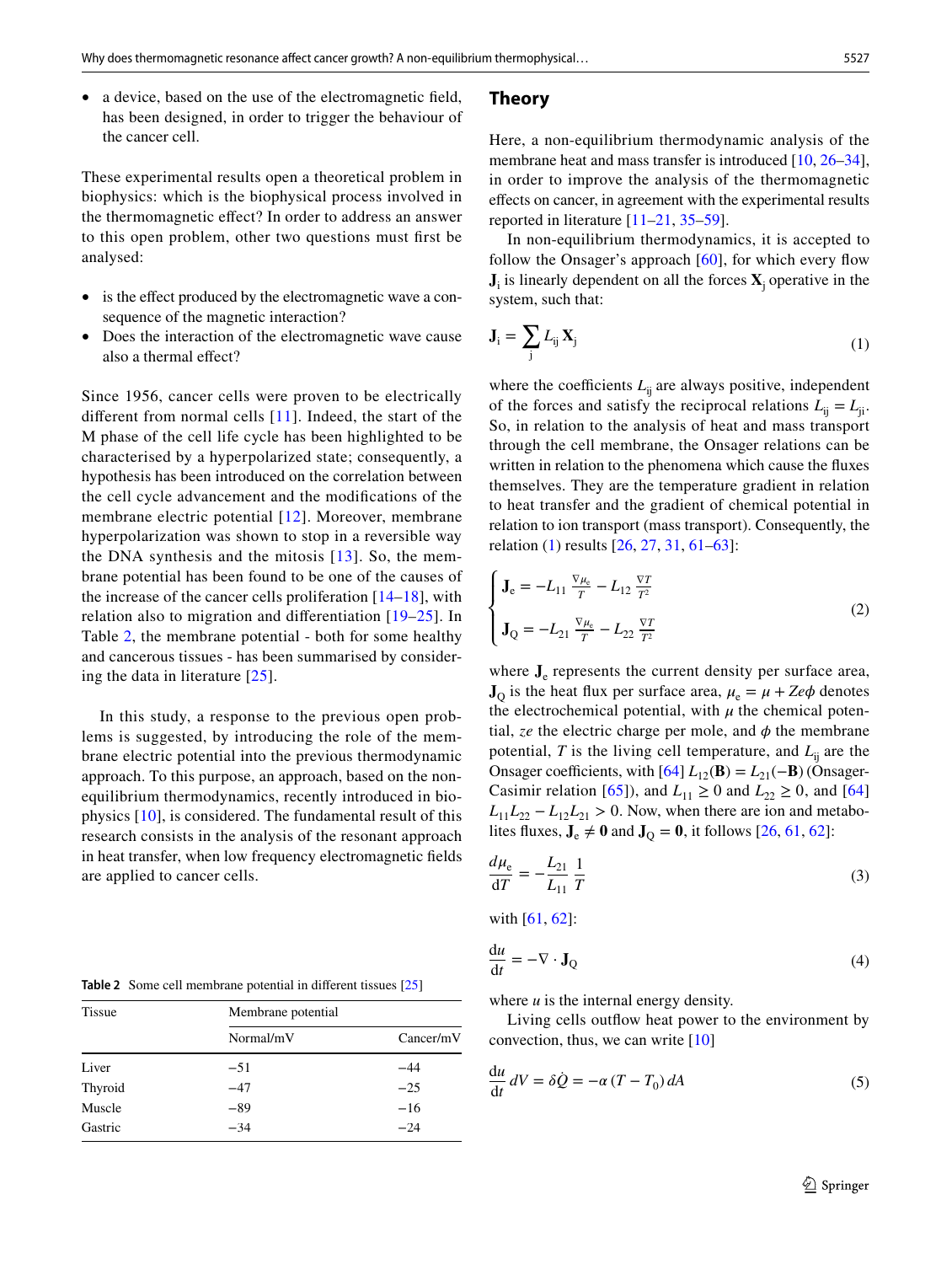- a device, based on the use of the electromagnetic field, has been designed, in order to trigger the behaviour of the cancer cell.

These experimental results open a theoretical problem in biophysics: which is the biophysical process involved in the thermomagnetic effect? In order to address an answer to this open problem, other two questions must first be analysed:

- is the effect produced by the electromagnetic wave a consequence of the magnetic interaction?
- Does the interaction of the electromagnetic wave cause also a thermal effect?

Since 1956, cancer cells were proven to be electrically different from normal cells [11]. Indeed, the start of the M phase of the cell life cycle has been highlighted to be characterised by a hyperpolarized state; consequently, a hypothesis has been introduced on the correlation between the cell cycle advancement and the modifications of the membrane electric potential [12]. Moreover, membrane hyperpolarization was shown to stop in a reversible way the DNA synthesis and the mitosis [13]. So, the membrane potential has been found to be one of the causes of the increase of the cancer cells proliferation [14–18], with relation also to migration and differentiation [19–25]. In Table 2, the membrane potential - both for some healthy and cancerous tissues - has been summarised by considering the data in literature [25].

In this study, a response to the previous open problems is suggested, by introducing the role of the membrane electric potential into the previous thermodynamic approach. To this purpose, an approach, based on the non-equilibrium thermodynamics, recently introduced in biophysics [10], is considered. The fundamental result of this research consists in the analysis of the resonant approach in heat transfer, when low frequency electromagnetic fields are applied to cancer cells.

**Table 2** Some cell membrane potential in different tissues [25]

| Tissue | Membrane potential | |
|---|---|---|
| | Normal/mV | Cancer/mV |
| Liver | −51 | −44 |
| Thyroid | −47 | −25 |
| Muscle | −89 | −16 |
| Gastric | −34 | −24 |

## Theory

Here, a non-equilibrium thermodynamic analysis of the membrane heat and mass transfer is introduced [10, 26–34], in order to improve the analysis of the thermomagnetic effects on cancer, in agreement with the experimental results reported in literature [11–21, 35–59].

In non-equilibrium thermodynamics, it is accepted to follow the Onsager's approach [60], for which every flow $\mathbf{J}_i$ is linearly dependent on all the forces $\mathbf{X}_j$ operative in the system, such that:

$$\mathbf{J}_i = \sum_j L_{ij} \mathbf{X}_j \tag{1}$$

where the coefficients $L_{ij}$ are always positive, independent of the forces and satisfy the reciprocal relations $L_{ij} = L_{ji}$. So, in relation to the analysis of heat and mass transport through the cell membrane, the Onsager relations can be written in relation to the phenomena which cause the fluxes themselves. They are the temperature gradient in relation to heat transfer and the gradient of chemical potential in relation to ion transport (mass transport). Consequently, the relation (1) results [26, 27, 31, 61–63]:

$$\begin{cases} \mathbf{J}_e = -L_{11} \dfrac{\nabla \mu_e}{T} - L_{12} \dfrac{\nabla T}{T^2} \\ \mathbf{J}_Q = -L_{21} \dfrac{\nabla \mu_e}{T} - L_{22} \dfrac{\nabla T}{T^2} \end{cases} \tag{2}$$

where $\mathbf{J}_e$ represents the current density per surface area, $\mathbf{J}_Q$ is the heat flux per surface area, $\mu_e = \mu + Ze\phi$ denotes the electrochemical potential, with $\mu$ the chemical potential, $ze$ the electric charge per mole, and $\phi$ the membrane potential, $T$ is the living cell temperature, and $L_{ij}$ are the Onsager coefficients, with [64] $L_{12}(\mathbf{B}) = L_{21}(-\mathbf{B})$ (Onsager-Casimir relation [65]), and $L_{11} \geq 0$ and $L_{22} \geq 0$, and [64] $L_{11}L_{22} - L_{12}L_{21} > 0$. Now, when there are ion and metabolites fluxes, $\mathbf{J}_e \neq \mathbf{0}$ and $\mathbf{J}_Q = \mathbf{0}$, it follows [26, 61, 62]:

$$\frac{d\mu_e}{dT} = -\frac{L_{21}}{L_{11}} \frac{1}{T} \tag{3}$$

with [61, 62]:

$$\frac{du}{dt} = -\nabla \cdot \mathbf{J}_Q \tag{4}$$

where $u$ is the internal energy density.

Living cells outflow heat power to the environment by convection, thus, we can write [10]

$$\frac{du}{dt} dV = \delta \dot{Q} = -\alpha (T - T_0)\, dA \tag{5}$$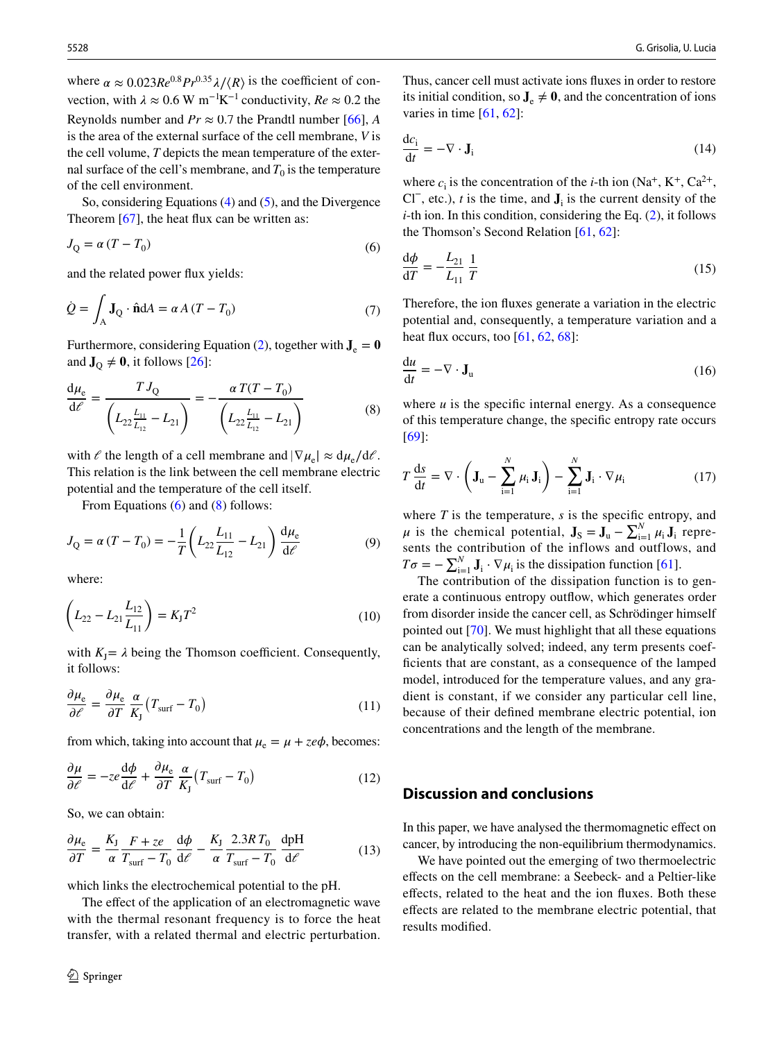where $\alpha \approx 0.023 Re^{0.8} Pr^{0.35} \lambda / \langle R \rangle$ is the coefficient of convection, with $\lambda \approx 0.6$ W m$^{-1}$K$^{-1}$ conductivity, $Re \approx 0.2$ the Reynolds number and $Pr \approx 0.7$ the Prandtl number [66], $A$ is the area of the external surface of the cell membrane, $V$ is the cell volume, $T$ depicts the mean temperature of the external surface of the cell's membrane, and $T_0$ is the temperature of the cell environment.

So, considering Equations (4) and (5), and the Divergence Theorem [67], the heat flux can be written as:

$$J_Q = \alpha \, (T - T_0) \tag{6}$$

and the related power flux yields:

$$\dot{Q} = \int_A \mathbf{J}_Q \cdot \hat{\mathbf{n}} \mathrm{d}A = \alpha \, A \, (T - T_0) \tag{7}$$

Furthermore, considering Equation (2), together with $\mathbf{J}_e = \mathbf{0}$ and $\mathbf{J}_Q \neq \mathbf{0}$, it follows [26]:

$$\frac{\mathrm{d}\mu_e}{\mathrm{d}\ell} = \frac{T \, J_Q}{\left( L_{22} \frac{L_{11}}{L_{12}} - L_{21} \right)} = - \frac{\alpha \, T (T - T_0)}{\left( L_{22} \frac{L_{11}}{L_{12}} - L_{21} \right)} \tag{8}$$

with $\ell$ the length of a cell membrane and $|\nabla \mu_e| \approx \mathrm{d}\mu_e / \mathrm{d}\ell$. This relation is the link between the cell membrane electric potential and the temperature of the cell itself.

From Equations (6) and (8) follows:

$$J_Q = \alpha \, (T - T_0) = - \frac{1}{T} \left( L_{22} \frac{L_{11}}{L_{12}} - L_{21} \right) \frac{\mathrm{d}\mu_e}{\mathrm{d}\ell} \tag{9}$$

where:

$$\left( L_{22} - L_{21} \frac{L_{12}}{L_{11}} \right) = K_J T^2 \tag{10}$$

with $K_J = \lambda$ being the Thomson coefficient. Consequently, it follows:

$$\frac{\partial \mu_e}{\partial \ell} = \frac{\partial \mu_e}{\partial T} \frac{\alpha}{K_J} \left( T_{\mathrm{surf}} - T_0 \right) \tag{11}$$

from which, taking into account that $\mu_e = \mu + ze\phi$, becomes:

$$\frac{\partial \mu}{\partial \ell} = -ze \frac{\mathrm{d}\phi}{\mathrm{d}\ell} + \frac{\partial \mu_e}{\partial T} \frac{\alpha}{K_J} \left( T_{\mathrm{surf}} - T_0 \right) \tag{12}$$

So, we can obtain:

$$\frac{\partial \mu_e}{\partial T} = \frac{K_J}{\alpha} \frac{F + ze}{T_{\mathrm{surf}} - T_0} \frac{\mathrm{d}\phi}{\mathrm{d}\ell} - \frac{K_J}{\alpha} \frac{2.3 R \, T_0}{T_{\mathrm{surf}} - T_0} \frac{\mathrm{dpH}}{\mathrm{d}\ell} \tag{13}$$

which links the electrochemical potential to the pH.

The effect of the application of an electromagnetic wave with the thermal resonant frequency is to force the heat transfer, with a related thermal and electric perturbation. Thus, cancer cell must activate ions fluxes in order to restore its initial condition, so $\mathbf{J}_e \neq \mathbf{0}$, and the concentration of ions varies in time [61, 62]:

$$\frac{\mathrm{d}c_i}{\mathrm{d}t} = -\nabla \cdot \mathbf{J}_i \tag{14}$$

where $c_i$ is the concentration of the $i$-th ion ($Na^+$, $K^+$, $Ca^{2+}$, $Cl^-$, etc.), $t$ is the time, and $\mathbf{J}_i$ is the current density of the $i$-th ion. In this condition, considering the Eq. (2), it follows the Thomson's Second Relation [61, 62]:

$$\frac{\mathrm{d}\phi}{\mathrm{d}T} = -\frac{L_{21}}{L_{11}} \frac{1}{T} \tag{15}$$

Therefore, the ion fluxes generate a variation in the electric potential and, consequently, a temperature variation and a heat flux occurs, too [61, 62, 68]:

$$\frac{\mathrm{d}u}{\mathrm{d}t} = -\nabla \cdot \mathbf{J}_u \tag{16}$$

where $u$ is the specific internal energy. As a consequence of this temperature change, the specific entropy rate occurs [69]:

$$T \frac{\mathrm{d}s}{\mathrm{d}t} = \nabla \cdot \left( \mathbf{J}_u - \sum_{i=1}^{N} \mu_i \mathbf{J}_i \right) - \sum_{i=1}^{N} \mathbf{J}_i \cdot \nabla \mu_i \tag{17}$$

where $T$ is the temperature, $s$ is the specific entropy, and $\mu$ is the chemical potential, $\mathbf{J}_S = \mathbf{J}_u - \sum_{i=1}^{N} \mu_i \mathbf{J}_i$ represents the contribution of the inflows and outflows, and $T\sigma = -\sum_{i=1}^{N} \mathbf{J}_i \cdot \nabla \mu_i$ is the dissipation function [61].

The contribution of the dissipation function is to generate a continuous entropy outflow, which generates order from disorder inside the cancer cell, as Schrödinger himself pointed out [70]. We must highlight that all these equations can be analytically solved; indeed, any term presents coefficients that are constant, as a consequence of the lamped model, introduced for the temperature values, and any gradient is constant, if we consider any particular cell line, because of their defined membrane electric potential, ion concentrations and the length of the membrane.

## Discussion and conclusions

In this paper, we have analysed the thermomagnetic effect on cancer, by introducing the non-equilibrium thermodynamics.

We have pointed out the emerging of two thermoelectric effects on the cell membrane: a Seebeck- and a Peltier-like effects, related to the heat and the ion fluxes. Both these effects are related to the membrane electric potential, that results modified.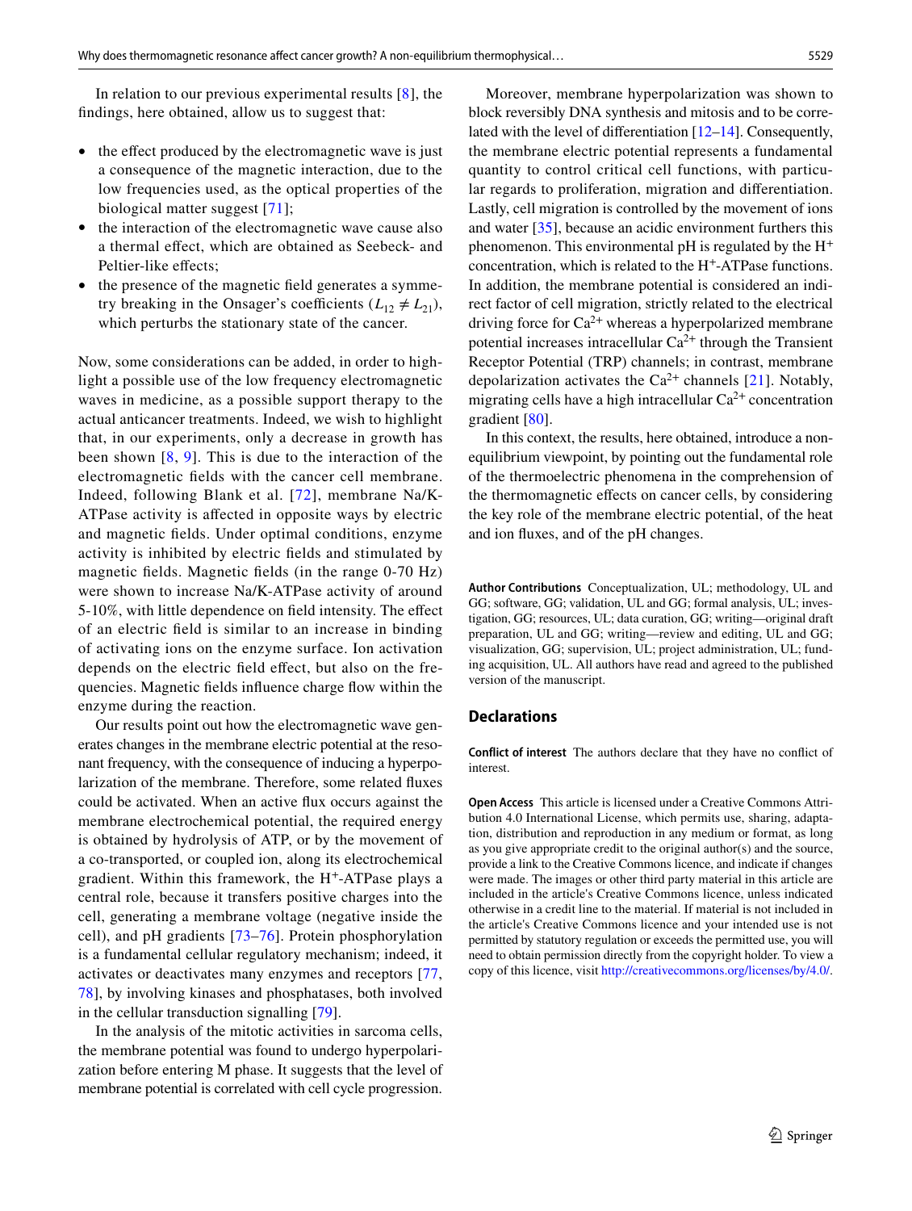In relation to our previous experimental results [8], the findings, here obtained, allow us to suggest that:

- the effect produced by the electromagnetic wave is just a consequence of the magnetic interaction, due to the low frequencies used, as the optical properties of the biological matter suggest [71];
- the interaction of the electromagnetic wave cause also a thermal effect, which are obtained as Seebeck- and Peltier-like effects;
- the presence of the magnetic field generates a symmetry breaking in the Onsager's coefficients ($L_{12} \neq L_{21}$), which perturbs the stationary state of the cancer.

Now, some considerations can be added, in order to highlight a possible use of the low frequency electromagnetic waves in medicine, as a possible support therapy to the actual anticancer treatments. Indeed, we wish to highlight that, in our experiments, only a decrease in growth has been shown [8, 9]. This is due to the interaction of the electromagnetic fields with the cancer cell membrane. Indeed, following Blank et al. [72], membrane Na/K-ATPase activity is affected in opposite ways by electric and magnetic fields. Under optimal conditions, enzyme activity is inhibited by electric fields and stimulated by magnetic fields. Magnetic fields (in the range 0-70 Hz) were shown to increase Na/K-ATPase activity of around 5-10%, with little dependence on field intensity. The effect of an electric field is similar to an increase in binding of activating ions on the enzyme surface. Ion activation depends on the electric field effect, but also on the frequencies. Magnetic fields influence charge flow within the enzyme during the reaction.

Our results point out how the electromagnetic wave generates changes in the membrane electric potential at the resonant frequency, with the consequence of inducing a hyperpolarization of the membrane. Therefore, some related fluxes could be activated. When an active flux occurs against the membrane electrochemical potential, the required energy is obtained by hydrolysis of ATP, or by the movement of a co-transported, or coupled ion, along its electrochemical gradient. Within this framework, the $H^+$-ATPase plays a central role, because it transfers positive charges into the cell, generating a membrane voltage (negative inside the cell), and pH gradients [73–76]. Protein phosphorylation is a fundamental cellular regulatory mechanism; indeed, it activates or deactivates many enzymes and receptors [77, 78], by involving kinases and phosphatases, both involved in the cellular transduction signalling [79].

In the analysis of the mitotic activities in sarcoma cells, the membrane potential was found to undergo hyperpolarization before entering M phase. It suggests that the level of membrane potential is correlated with cell cycle progression.

Moreover, membrane hyperpolarization was shown to block reversibly DNA synthesis and mitosis and to be correlated with the level of differentiation [12–14]. Consequently, the membrane electric potential represents a fundamental quantity to control critical cell functions, with particular regards to proliferation, migration and differentiation. Lastly, cell migration is controlled by the movement of ions and water [35], because an acidic environment furthers this phenomenon. This environmental pH is regulated by the $H^+$ concentration, which is related to the $H^+$-ATPase functions. In addition, the membrane potential is considered an indirect factor of cell migration, strictly related to the electrical driving force for $Ca^{2+}$ whereas a hyperpolarized membrane potential increases intracellular $Ca^{2+}$ through the Transient Receptor Potential (TRP) channels; in contrast, membrane depolarization activates the $Ca^{2+}$ channels [21]. Notably, migrating cells have a high intracellular $Ca^{2+}$ concentration gradient [80].

In this context, the results, here obtained, introduce a non-equilibrium viewpoint, by pointing out the fundamental role of the thermoelectric phenomena in the comprehension of the thermomagnetic effects on cancer cells, by considering the key role of the membrane electric potential, of the heat and ion fluxes, and of the pH changes.

**Author Contributions** Conceptualization, UL; methodology, UL and GG; software, GG; validation, UL and GG; formal analysis, UL; investigation, GG; resources, UL; data curation, GG; writing—original draft preparation, UL and GG; writing—review and editing, UL and GG; visualization, GG; supervision, UL; project administration, UL; funding acquisition, UL. All authors have read and agreed to the published version of the manuscript.

## Declarations

**Conflict of interest** The authors declare that they have no conflict of interest.

**Open Access** This article is licensed under a Creative Commons Attribution 4.0 International License, which permits use, sharing, adaptation, distribution and reproduction in any medium or format, as long as you give appropriate credit to the original author(s) and the source, provide a link to the Creative Commons licence, and indicate if changes were made. The images or other third party material in this article are included in the article's Creative Commons licence, unless indicated otherwise in a credit line to the material. If material is not included in the article's Creative Commons licence and your intended use is not permitted by statutory regulation or exceeds the permitted use, you will need to obtain permission directly from the copyright holder. To view a copy of this licence, visit http://creativecommons.org/licenses/by/4.0/.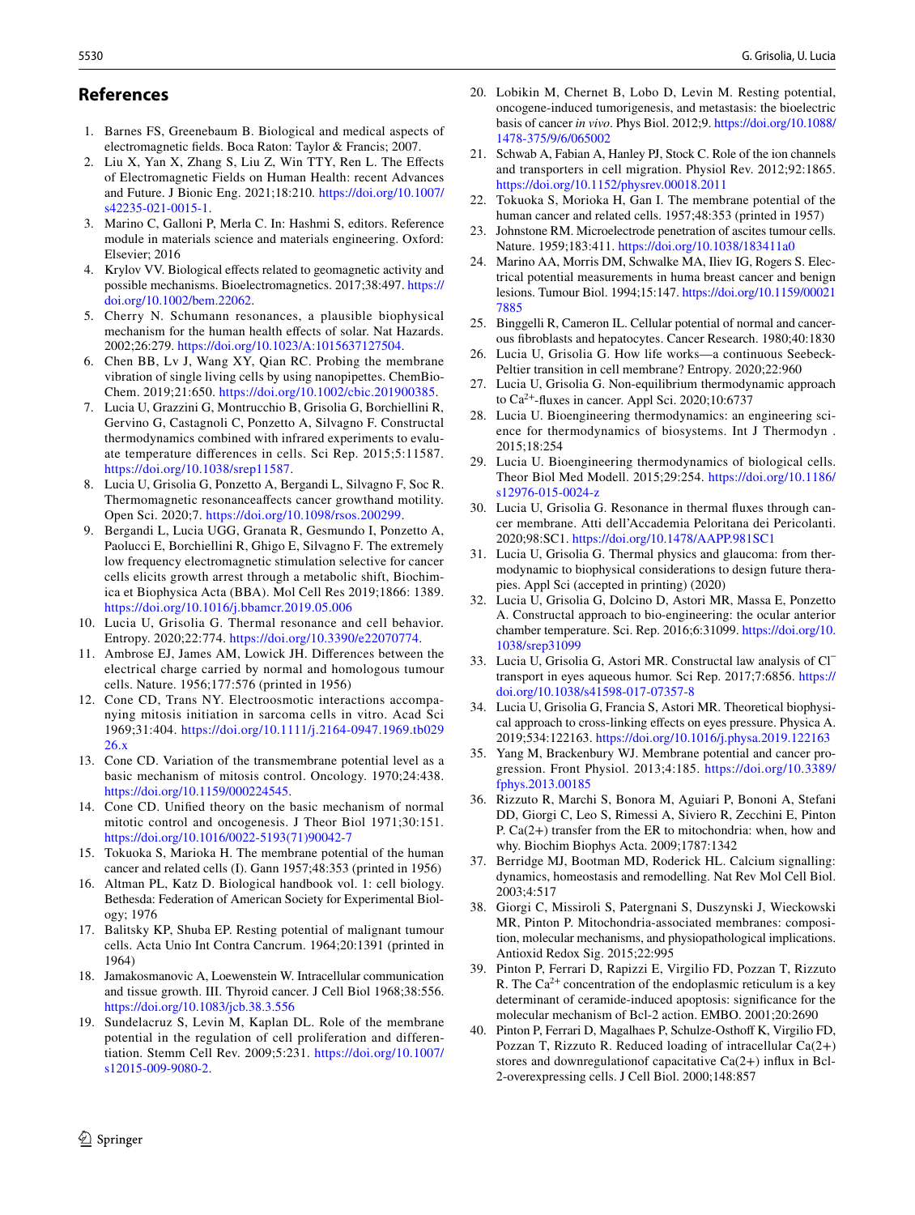## References

1. Barnes FS, Greenebaum B. Biological and medical aspects of electromagnetic fields. Boca Raton: Taylor & Francis; 2007.
2. Liu X, Yan X, Zhang S, Liu Z, Win TTY, Ren L. The Effects of Electromagnetic Fields on Human Health: recent Advances and Future. J Bionic Eng. 2021;18:210. https://doi.org/10.1007/s42235-021-0015-1.
3. Marino C, Galloni P, Merla C. In: Hashmi S, editors. Reference module in materials science and materials engineering. Oxford: Elsevier; 2016
4. Krylov VV. Biological effects related to geomagnetic activity and possible mechanisms. Bioelectromagnetics. 2017;38:497. https://doi.org/10.1002/bem.22062.
5. Cherry N. Schumann resonances, a plausible biophysical mechanism for the human health effects of solar. Nat Hazards. 2002;26:279. https://doi.org/10.1023/A:1015637127504.
6. Chen BB, Lv J, Wang XY, Qian RC. Probing the membrane vibration of single living cells by using nanopipettes. ChemBioChem. 2019;21:650. https://doi.org/10.1002/cbic.201900385.
7. Lucia U, Grazzini G, Montrucchio B, Grisolia G, Borchiellini R, Gervino G, Castagnoli C, Ponzetto A, Silvagno F. Constructal thermodynamics combined with infrared experiments to evaluate temperature differences in cells. Sci Rep. 2015;5:11587. https://doi.org/10.1038/srep11587.
8. Lucia U, Grisolia G, Ponzetto A, Bergandi L, Silvagno F, Soc R. Thermomagnetic resonanceaffects cancer growthand motility. Open Sci. 2020;7. https://doi.org/10.1098/rsos.200299.
9. Bergandi L, Lucia UGG, Granata R, Gesmundo I, Ponzetto A, Paolucci E, Borchiellini R, Ghigo E, Silvagno F. The extremely low frequency electromagnetic stimulation selective for cancer cells elicits growth arrest through a metabolic shift, Biochimica et Biophysica Acta (BBA). Mol Cell Res 2019;1866: 1389. https://doi.org/10.1016/j.bbamcr.2019.05.006
10. Lucia U, Grisolia G. Thermal resonance and cell behavior. Entropy. 2020;22:774. https://doi.org/10.3390/e22070774.
11. Ambrose EJ, James AM, Lowick JH. Differences between the electrical charge carried by normal and homologous tumour cells. Nature. 1956;177:576 (printed in 1956)
12. Cone CD, Trans NY. Electroosmotic interactions accompanying mitosis initiation in sarcoma cells in vitro. Acad Sci 1969;31:404. https://doi.org/10.1111/j.2164-0947.1969.tb02926.x
13. Cone CD. Variation of the transmembrane potential level as a basic mechanism of mitosis control. Oncology. 1970;24:438. https://doi.org/10.1159/000224545.
14. Cone CD. Unified theory on the basic mechanism of normal mitotic control and oncogenesis. J Theor Biol 1971;30:151. https://doi.org/10.1016/0022-5193(71)90042-7
15. Tokuoka S, Marioka H. The membrane potential of the human cancer and related cells (I). Gann 1957;48:353 (printed in 1956)
16. Altman PL, Katz D. Biological handbook vol. 1: cell biology. Bethesda: Federation of American Society for Experimental Biology; 1976
17. Balitsky KP, Shuba EP. Resting potential of malignant tumour cells. Acta Unio Int Contra Cancrum. 1964;20:1391 (printed in 1964)
18. Jamakosmanovic A, Loewenstein W. Intracellular communication and tissue growth. III. Thyroid cancer. J Cell Biol 1968;38:556. https://doi.org/10.1083/jcb.38.3.556
19. Sundelacruz S, Levin M, Kaplan DL. Role of the membrane potential in the regulation of cell proliferation and differentiation. Stemm Cell Rev. 2009;5:231. https://doi.org/10.1007/s12015-009-9080-2.
20. Lobikin M, Chernet B, Lobo D, Levin M. Resting potential, oncogene-induced tumorigenesis, and metastasis: the bioelectric basis of cancer *in vivo*. Phys Biol. 2012;9. https://doi.org/10.1088/1478-375/9/6/065002
21. Schwab A, Fabian A, Hanley PJ, Stock C. Role of the ion channels and transporters in cell migration. Physiol Rev. 2012;92:1865. https://doi.org/10.1152/physrev.00018.2011
22. Tokuoka S, Morioka H, Gan I. The membrane potential of the human cancer and related cells. 1957;48:353 (printed in 1957)
23. Johnstone RM. Microelectrode penetration of ascites tumour cells. Nature. 1959;183:411. https://doi.org/10.1038/183411a0
24. Marino AA, Morris DM, Schwalke MA, Iliev IG, Rogers S. Electrical potential measurements in huma breast cancer and benign lesions. Tumour Biol. 1994;15:147. https://doi.org/10.1159/000217885
25. Binggelli R, Cameron IL. Cellular potential of normal and cancerous fibroblasts and hepatocytes. Cancer Research. 1980;40:1830
26. Lucia U, Grisolia G. How life works—a continuous Seebeck-Peltier transition in cell membrane? Entropy. 2020;22:960
27. Lucia U, Grisolia G. Non-equilibrium thermodynamic approach to $Ca^{2+}$-fluxes in cancer. Appl Sci. 2020;10:6737
28. Lucia U. Bioengineering thermodynamics: an engineering science for thermodynamics of biosystems. Int J Thermodyn . 2015;18:254
29. Lucia U. Bioengineering thermodynamics of biological cells. Theor Biol Med Modell. 2015;29:254. https://doi.org/10.1186/s12976-015-0024-z
30. Lucia U, Grisolia G. Resonance in thermal fluxes through cancer membrane. Atti dell'Accademia Peloritana dei Pericolanti. 2020;98:SC1. https://doi.org/10.1478/AAPP.981SC1
31. Lucia U, Grisolia G. Thermal physics and glaucoma: from thermodynamic to biophysical considerations to design future therapies. Appl Sci (accepted in printing) (2020)
32. Lucia U, Grisolia G, Dolcino D, Astori MR, Massa E, Ponzetto A. Constructal approach to bio-engineering: the ocular anterior chamber temperature. Sci. Rep. 2016;6:31099. https://doi.org/10.1038/srep31099
33. Lucia U, Grisolia G, Astori MR. Constructal law analysis of $Cl^-$ transport in eyes aqueous humor. Sci Rep. 2017;7:6856. https://doi.org/10.1038/s41598-017-07357-8
34. Lucia U, Grisolia G, Francia S, Astori MR. Theoretical biophysical approach to cross-linking effects on eyes pressure. Physica A. 2019;534:122163. https://doi.org/10.1016/j.physa.2019.122163
35. Yang M, Brackenbury WJ. Membrane potential and cancer progression. Front Physiol. 2013;4:185. https://doi.org/10.3389/fphys.2013.00185
36. Rizzuto R, Marchi S, Bonora M, Aguiari P, Bononi A, Stefani DD, Giorgi C, Leo S, Rimessi A, Siviero R, Zecchini E, Pinton P. Ca(2+) transfer from the ER to mitochondria: when, how and why. Biochim Biophys Acta. 2009;1787:1342
37. Berridge MJ, Bootman MD, Roderick HL. Calcium signalling: dynamics, homeostasis and remodelling. Nat Rev Mol Cell Biol. 2003;4:517
38. Giorgi C, Missiroli S, Patergnani S, Duszynski J, Wieckowski MR, Pinton P. Mitochondria-associated membranes: composition, molecular mechanisms, and physiopathological implications. Antioxid Redox Sig. 2015;22:995
39. Pinton P, Ferrari D, Rapizzi E, Virgilio FD, Pozzan T, Rizzuto R. The $Ca^{2+}$ concentration of the endoplasmic reticulum is a key determinant of ceramide-induced apoptosis: significance for the molecular mechanism of Bcl-2 action. EMBO. 2001;20:2690
40. Pinton P, Ferrari D, Magalhaes P, Schulze-Osthoff K, Virgilio FD, Pozzan T, Rizzuto R. Reduced loading of intracellular Ca(2+) stores and downregulationof capacitative Ca(2+) influx in Bcl-2-overexpressing cells. J Cell Biol. 2000;148:857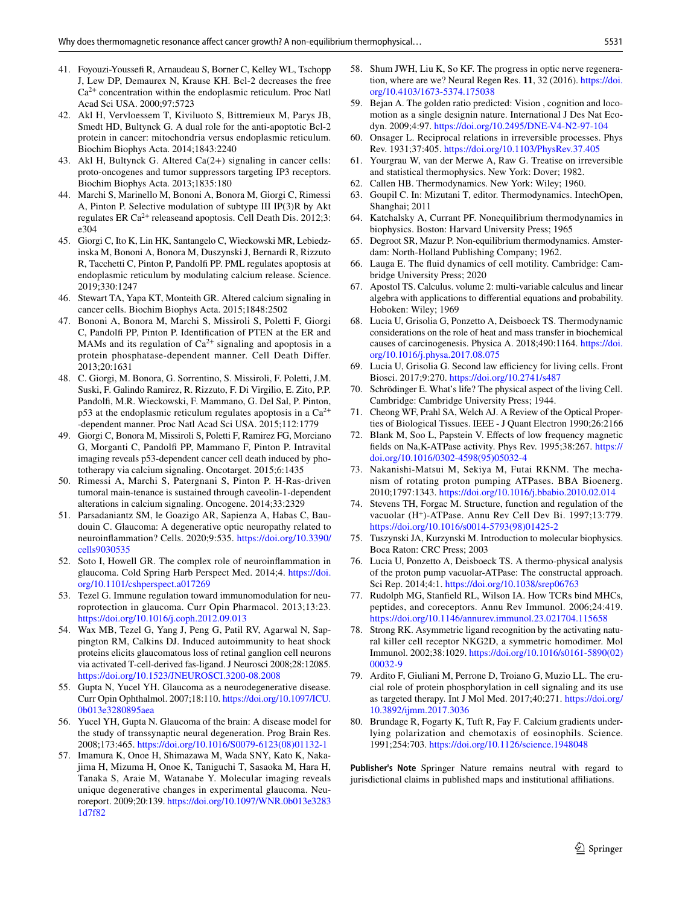41. Foyouzi-Youssefi R, Arnaudeau S, Borner C, Kelley WL, Tschopp J, Lew DP, Demaurex N, Krause KH. Bcl-2 decreases the free $Ca^{2+}$ concentration within the endoplasmic reticulum. Proc Natl Acad Sci USA. 2000;97:5723
42. Akl H, Vervloessem T, Kiviluoto S, Bittremieux M, Parys JB, Smedt HD, Bultynck G. A dual role for the anti-apoptotic Bcl-2 protein in cancer: mitochondria versus endoplasmic reticulum. Biochim Biophys Acta. 2014;1843:2240
43. Akl H, Bultynck G. Altered Ca(2+) signaling in cancer cells: proto-oncogenes and tumor suppressors targeting IP3 receptors. Biochim Biophys Acta. 2013;1835:180
44. Marchi S, Marinello M, Bononi A, Bonora M, Giorgi C, Rimessi A, Pinton P. Selective modulation of subtype III IP(3)R by Akt regulates ER $Ca^{2+}$ releaseand apoptosis. Cell Death Dis. 2012;3:e304
45. Giorgi C, Ito K, Lin HK, Santangelo C, Wieckowski MR, Lebiedzinska M, Bononi A, Bonora M, Duszynski J, Bernardi R, Rizzuto R, Tacchetti C, Pinton P, Pandolfi PP. PML regulates apoptosis at endoplasmic reticulum by modulating calcium release. Science. 2019;330:1247
46. Stewart TA, Yapa KT, Monteith GR. Altered calcium signaling in cancer cells. Biochim Biophys Acta. 2015;1848:2502
47. Bononi A, Bonora M, Marchi S, Missiroli S, Poletti F, Giorgi C, Pandolfi PP, Pinton P. Identification of PTEN at the ER and MAMs and its regulation of $Ca^{2+}$ signaling and apoptosis in a protein phosphatase-dependent manner. Cell Death Differ. 2013;20:1631
48. C. Giorgi, M. Bonora, G. Sorrentino, S. Missiroli, F. Poletti, J.M. Suski, F. Galindo Ramirez, R. Rizzuto, F. Di Virgilio, E. Zito, P.P. Pandolfi, M.R. Wieckowski, F. Mammano, G. Del Sal, P. Pinton, p53 at the endoplasmic reticulum regulates apoptosis in a $Ca^{2+}$-dependent manner. Proc Natl Acad Sci USA. 2015;112:1779
49. Giorgi C, Bonora M, Missiroli S, Poletti F, Ramirez FG, Morciano G, Morganti C, Pandolfi PP, Mammano F, Pinton P. Intravital imaging reveals p53-dependent cancer cell death induced by phototherapy via calcium signaling. Oncotarget. 2015;6:1435
50. Rimessi A, Marchi S, Patergnani S, Pinton P. H-Ras-driven tumoral main-tenance is sustained through caveolin-1-dependent alterations in calcium signaling. Oncogene. 2014;33:2329
51. Parsadaniantz SM, le Goazigo AR, Sapienza A, Habas C, Baudouin C. Glaucoma: A degenerative optic neuropathy related to neuroinflammation? Cells. 2020;9:535. https://doi.org/10.3390/cells9030535
52. Soto I, Howell GR. The complex role of neuroinflammation in glaucoma. Cold Spring Harb Perspect Med. 2014;4. https://doi.org/10.1101/cshperspect.a017269
53. Tezel G. Immune regulation toward immunomodulation for neuroprotection in glaucoma. Curr Opin Pharmacol. 2013;13:23. https://doi.org/10.1016/j.coph.2012.09.013
54. Wax MB, Tezel G, Yang J, Peng G, Patil RV, Agarwal N, Sappington RM, Calkins DJ. Induced autoimmunity to heat shock proteins elicits glaucomatous loss of retinal ganglion cell neurons via activated T-cell-derived fas-ligand. J Neurosci 2008;28:12085. https://doi.org/10.1523/JNEUROSCI.3200-08.2008
55. Gupta N, Yucel YH. Glaucoma as a neurodegenerative disease. Curr Opin Ophthalmol. 2007;18:110. https://doi.org/10.1097/ICU.0b013e3280895aea
56. Yucel YH, Gupta N. Glaucoma of the brain: A disease model for the study of transsynaptic neural degeneration. Prog Brain Res. 2008;173:465. https://doi.org/10.1016/S0079-6123(08)01132-1
57. Imamura K, Onoe H, Shimazawa M, Wada SNY, Kato K, Nakajima H, Mizuma H, Onoe K, Taniguchi T, Sasaoka M, Hara H, Tanaka S, Araie M, Watanabe Y. Molecular imaging reveals unique degenerative changes in experimental glaucoma. Neuroreport. 2009;20:139. https://doi.org/10.1097/WNR.0b013e32831d7f82
58. Shum JWH, Liu K, So KF. The progress in optic nerve regeneration, where are we? Neural Regen Res. **11**, 32 (2016). https://doi.org/10.4103/1673-5374.175038
59. Bejan A. The golden ratio predicted: Vision , cognition and locomotion as a single designin nature. International J Des Nat Ecodyn. 2009;4:97. https://doi.org/10.2495/DNE-V4-N2-97-104
60. Onsager L. Reciprocal relations in irreversible processes. Phys Rev. 1931;37:405. https://doi.org/10.1103/PhysRev.37.405
61. Yourgrau W, van der Merwe A, Raw G. Treatise on irreversible and statistical thermophysics. New York: Dover; 1982.
62. Callen HB. Thermodynamics. New York: Wiley; 1960.
63. Goupil C. In: Mizutani T, editor. Thermodynamics. IntechOpen, Shanghai; 2011
64. Katchalsky A, Currant PF. Nonequilibrium thermodynamics in biophysics. Boston: Harvard University Press; 1965
65. Degroot SR, Mazur P. Non-equilibrium thermodynamics. Amsterdam: North-Holland Publishing Company; 1962.
66. Lauga E. The fluid dynamics of cell motility. Cambridge: Cambridge University Press; 2020
67. Apostol TS. Calculus. volume 2: multi-variable calculus and linear algebra with applications to differential equations and probability. Hoboken: Wiley; 1969
68. Lucia U, Grisolia G, Ponzetto A, Deisboeck TS. Thermodynamic considerations on the role of heat and mass transfer in biochemical causes of carcinogenesis. Physica A. 2018;490:1164. https://doi.org/10.1016/j.physa.2017.08.075
69. Lucia U, Grisolia G. Second law efficiency for living cells. Front Biosci. 2017;9:270. https://doi.org/10.2741/s487
70. Schrödinger E. What's life? The physical aspect of the living Cell. Cambridge: Cambridge University Press; 1944.
71. Cheong WF, Prahl SA, Welch AJ. A Review of the Optical Properties of Biological Tissues. IEEE - J Quant Electron 1990;26:2166
72. Blank M, Soo L, Papstein V. Effects of low frequency magnetic fields on Na,K-ATPase activity. Phys Rev. 1995;38:267. https://doi.org/10.1016/0302-4598(95)05032-4
73. Nakanishi-Matsui M, Sekiya M, Futai RKNM. The mechanism of rotating proton pumping ATPases. BBA Bioenerg. 2010;1797:1343. https://doi.org/10.1016/j.bbabio.2010.02.014
74. Stevens TH, Forgac M. Structure, function and regulation of the vacuolar ($H^+$)-ATPase. Annu Rev Cell Dev Bi. 1997;13:779. https://doi.org/10.1016/s0014-5793(98)01425-2
75. Tuszynski JA, Kurzynski M. Introduction to molecular biophysics. Boca Raton: CRC Press; 2003
76. Lucia U, Ponzetto A, Deisboeck TS. A thermo-physical analysis of the proton pump vacuolar-ATPase: The constructal approach. Sci Rep. 2014;4:1. https://doi.org/10.1038/srep06763
77. Rudolph MG, Stanfield RL, Wilson IA. How TCRs bind MHCs, peptides, and coreceptors. Annu Rev Immunol. 2006;24:419. https://doi.org/10.1146/annurev.immunol.23.021704.115658
78. Strong RK. Asymmetric ligand recognition by the activating natural killer cell receptor NKG2D, a symmetric homodimer. Mol Immunol. 2002;38:1029. https://doi.org/10.1016/s0161-5890(02)00032-9
79. Ardito F, Giuliani M, Perrone D, Troiano G, Muzio LL. The crucial role of protein phosphorylation in cell signaling and its use as targeted therapy. Int J Mol Med. 2017;40:271. https://doi.org/10.3892/ijmm.2017.3036
80. Brundage R, Fogarty K, Tuft R, Fay F. Calcium gradients underlying polarization and chemotaxis of eosinophils. Science. 1991;254:703. https://doi.org/10.1126/science.1948048

**Publisher's Note** Springer Nature remains neutral with regard to jurisdictional claims in published maps and institutional affiliations.